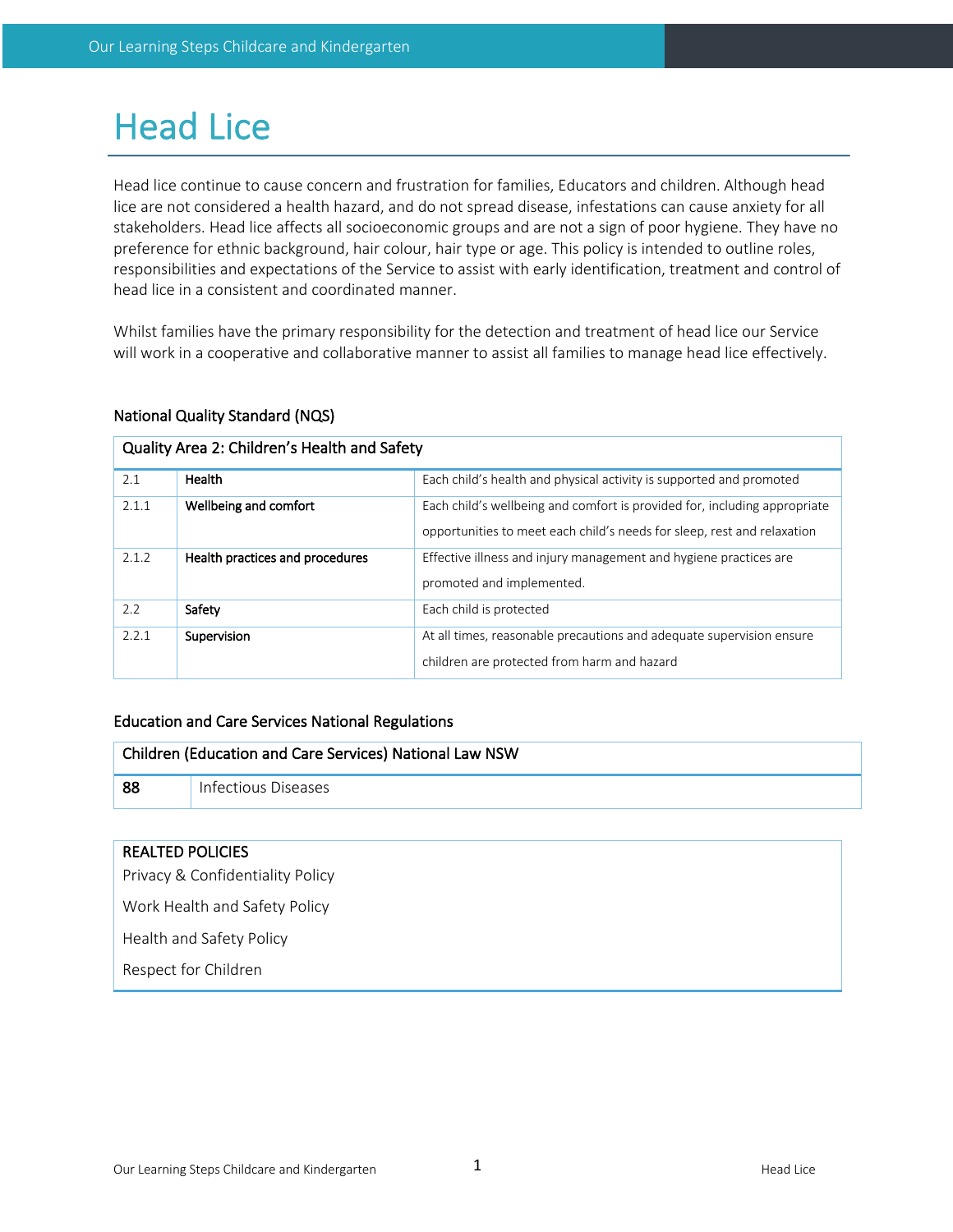# Head Lice

Head lice continue to cause concern and frustration for families, Educators and children. Although head lice are not considered a health hazard, and do not spread disease, infestations can cause anxiety for all stakeholders. Head lice affects all socioeconomic groups and are not a sign of poor hygiene. They have no preference for ethnic background, hair colour, hair type or age. This policy is intended to outline roles, responsibilities and expectations of the Service to assist with early identification, treatment and control of head lice in a consistent and coordinated manner.

Whilst families have the primary responsibility for the detection and treatment of head lice our Service will work in a cooperative and collaborative manner to assist all families to manage head lice effectively.

## National Quality Standard (NQS)

| Quality Area 2: Children's Health and Safety | | |
|---|---|---|
| 2.1 | **Health** | Each child's health and physical activity is supported and promoted |
| 2.1.1 | **Wellbeing and comfort** | Each child's wellbeing and comfort is provided for, including appropriate opportunities to meet each child's needs for sleep, rest and relaxation |
| 2.1.2 | **Health practices and procedures** | Effective illness and injury management and hygiene practices are promoted and implemented. |
| 2.2 | **Safety** | Each child is protected |
| 2.2.1 | **Supervision** | At all times, reasonable precautions and adequate supervision ensure children are protected from harm and hazard |

## Education and Care Services National Regulations

| Children (Education and Care Services) National Law NSW | |
|---|---|
| **88** | Infectious Diseases |

| REALTED POLICIES |
|---|
| Privacy & Confidentiality Policy |
| Work Health and Safety Policy |
| Health and Safety Policy |
| Respect for Children |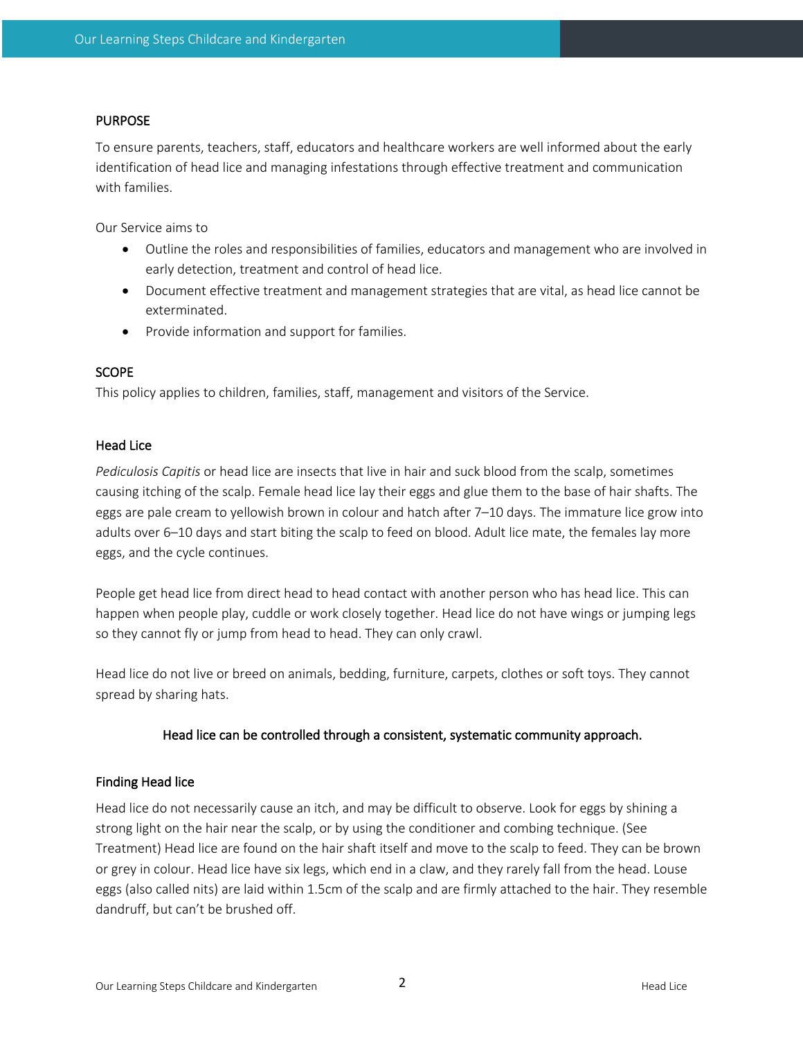## PURPOSE

To ensure parents, teachers, staff, educators and healthcare workers are well informed about the early identification of head lice and managing infestations through effective treatment and communication with families.

Our Service aims to

- Outline the roles and responsibilities of families, educators and management who are involved in early detection, treatment and control of head lice.
- Document effective treatment and management strategies that are vital, as head lice cannot be exterminated.
- Provide information and support for families.

## SCOPE

This policy applies to children, families, staff, management and visitors of the Service.

### Head Lice

*Pediculosis Capitis* or head lice are insects that live in hair and suck blood from the scalp, sometimes causing itching of the scalp. Female head lice lay their eggs and glue them to the base of hair shafts. The eggs are pale cream to yellowish brown in colour and hatch after 7–10 days. The immature lice grow into adults over 6–10 days and start biting the scalp to feed on blood. Adult lice mate, the females lay more eggs, and the cycle continues.

People get head lice from direct head to head contact with another person who has head lice. This can happen when people play, cuddle or work closely together. Head lice do not have wings or jumping legs so they cannot fly or jump from head to head. They can only crawl.

Head lice do not live or breed on animals, bedding, furniture, carpets, clothes or soft toys. They cannot spread by sharing hats.

**Head lice can be controlled through a consistent, systematic community approach.**

### Finding Head lice

Head lice do not necessarily cause an itch, and may be difficult to observe. Look for eggs by shining a strong light on the hair near the scalp, or by using the conditioner and combing technique. (See Treatment) Head lice are found on the hair shaft itself and move to the scalp to feed. They can be brown or grey in colour. Head lice have six legs, which end in a claw, and they rarely fall from the head. Louse eggs (also called nits) are laid within 1.5cm of the scalp and are firmly attached to the hair. They resemble dandruff, but can't be brushed off.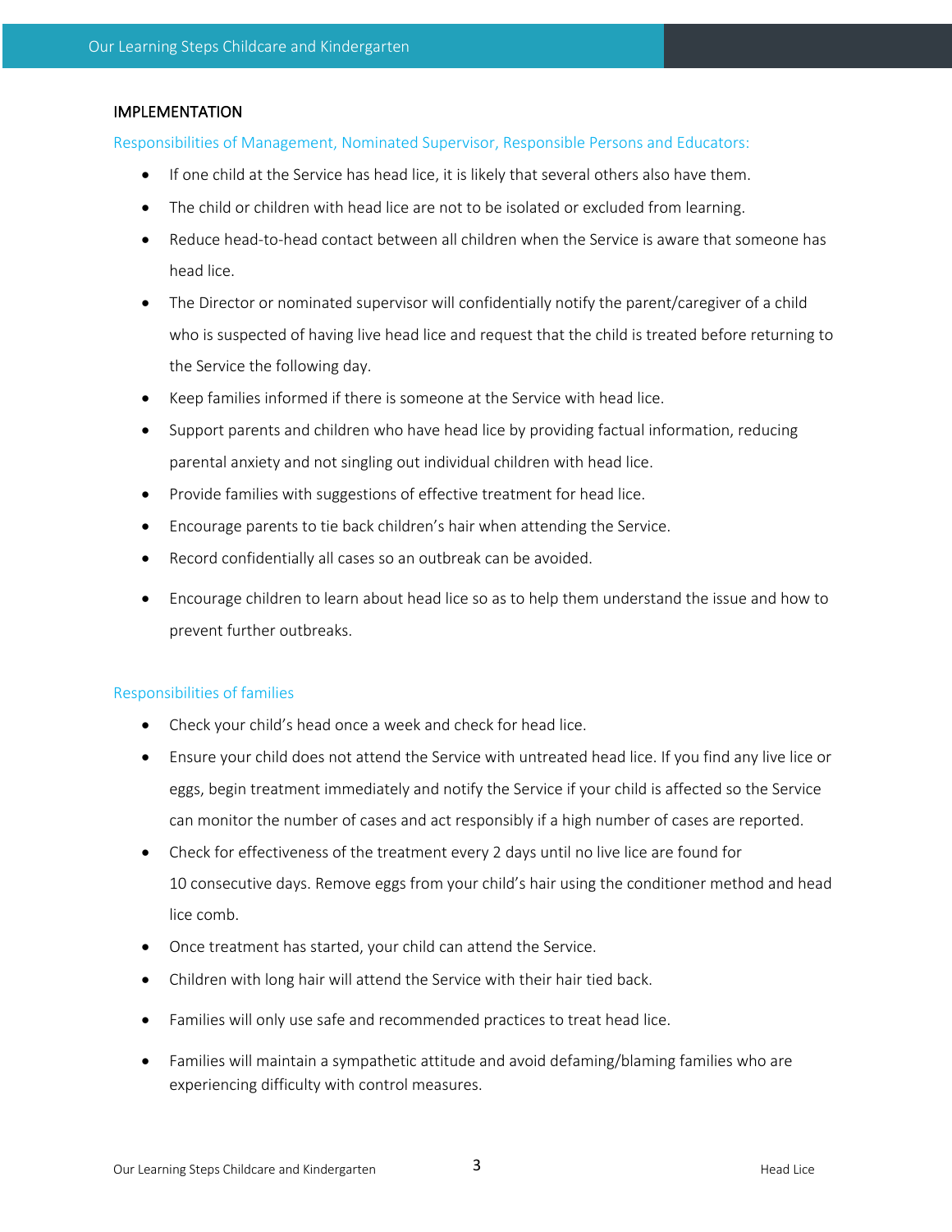## IMPLEMENTATION

### Responsibilities of Management, Nominated Supervisor, Responsible Persons and Educators:

- If one child at the Service has head lice, it is likely that several others also have them.
- The child or children with head lice are not to be isolated or excluded from learning.
- Reduce head-to-head contact between all children when the Service is aware that someone has head lice.
- The Director or nominated supervisor will confidentially notify the parent/caregiver of a child who is suspected of having live head lice and request that the child is treated before returning to the Service the following day.
- Keep families informed if there is someone at the Service with head lice.
- Support parents and children who have head lice by providing factual information, reducing parental anxiety and not singling out individual children with head lice.
- Provide families with suggestions of effective treatment for head lice.
- Encourage parents to tie back children's hair when attending the Service.
- Record confidentially all cases so an outbreak can be avoided.
- Encourage children to learn about head lice so as to help them understand the issue and how to prevent further outbreaks.

### Responsibilities of families

- Check your child's head once a week and check for head lice.
- Ensure your child does not attend the Service with untreated head lice. If you find any live lice or eggs, begin treatment immediately and notify the Service if your child is affected so the Service can monitor the number of cases and act responsibly if a high number of cases are reported.
- Check for effectiveness of the treatment every 2 days until no live lice are found for 10 consecutive days. Remove eggs from your child's hair using the conditioner method and head lice comb.
- Once treatment has started, your child can attend the Service.
- Children with long hair will attend the Service with their hair tied back.
- Families will only use safe and recommended practices to treat head lice.
- Families will maintain a sympathetic attitude and avoid defaming/blaming families who are experiencing difficulty with control measures.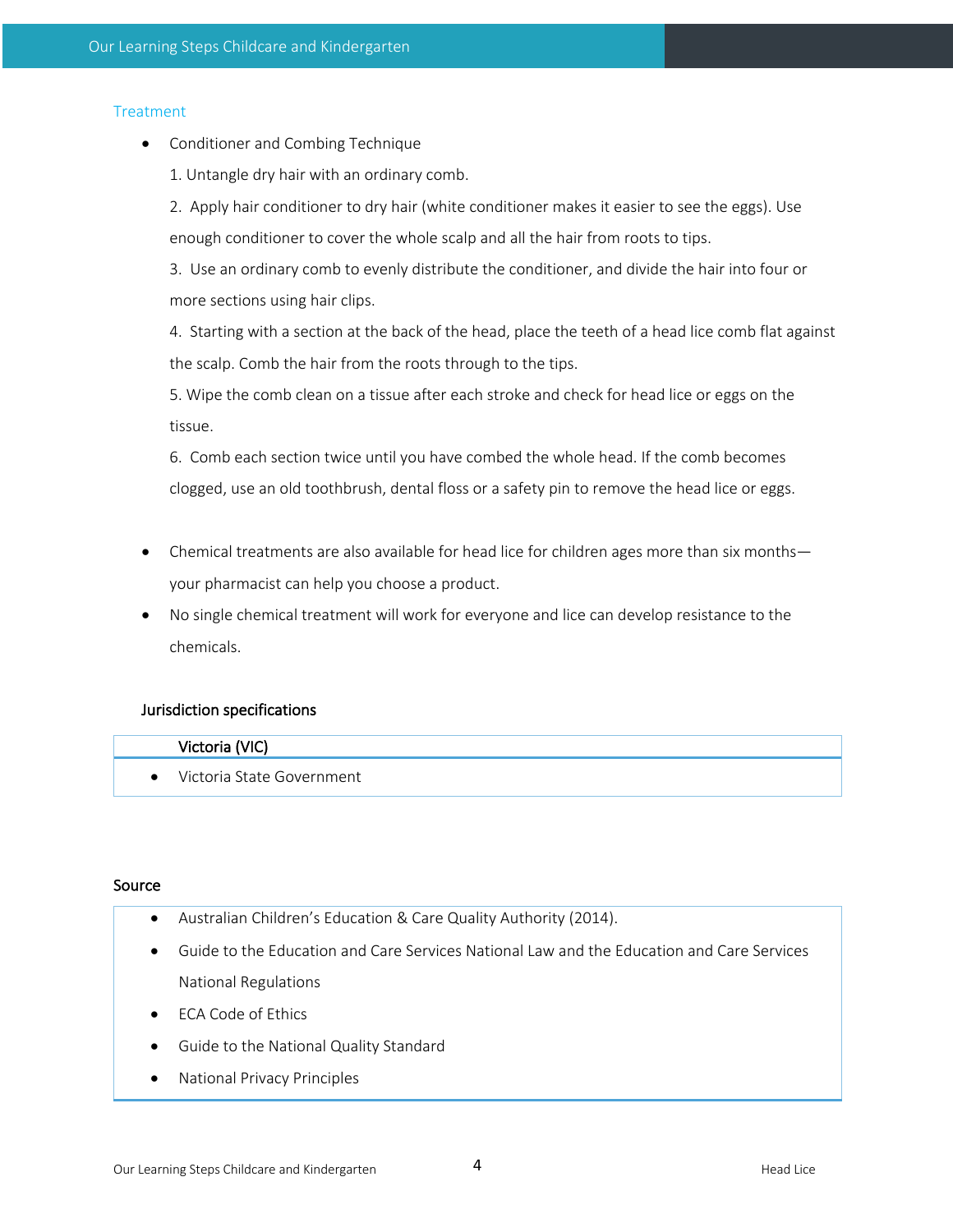## Treatment

- Conditioner and Combing Technique

  1. Untangle dry hair with an ordinary comb.
  2. Apply hair conditioner to dry hair (white conditioner makes it easier to see the eggs). Use enough conditioner to cover the whole scalp and all the hair from roots to tips.
  3. Use an ordinary comb to evenly distribute the conditioner, and divide the hair into four or more sections using hair clips.
  4. Starting with a section at the back of the head, place the teeth of a head lice comb flat against the scalp. Comb the hair from the roots through to the tips.
  5. Wipe the comb clean on a tissue after each stroke and check for head lice or eggs on the tissue.
  6. Comb each section twice until you have combed the whole head. If the comb becomes clogged, use an old toothbrush, dental floss or a safety pin to remove the head lice or eggs.

- Chemical treatments are also available for head lice for children ages more than six months—your pharmacist can help you choose a product.
- No single chemical treatment will work for everyone and lice can develop resistance to the chemicals.

### Jurisdiction specifications

| Victoria (VIC) |
| --- |
| • Victoria State Government |

### Source

- Australian Children's Education & Care Quality Authority (2014).
- Guide to the Education and Care Services National Law and the Education and Care Services National Regulations
- ECA Code of Ethics
- Guide to the National Quality Standard
- National Privacy Principles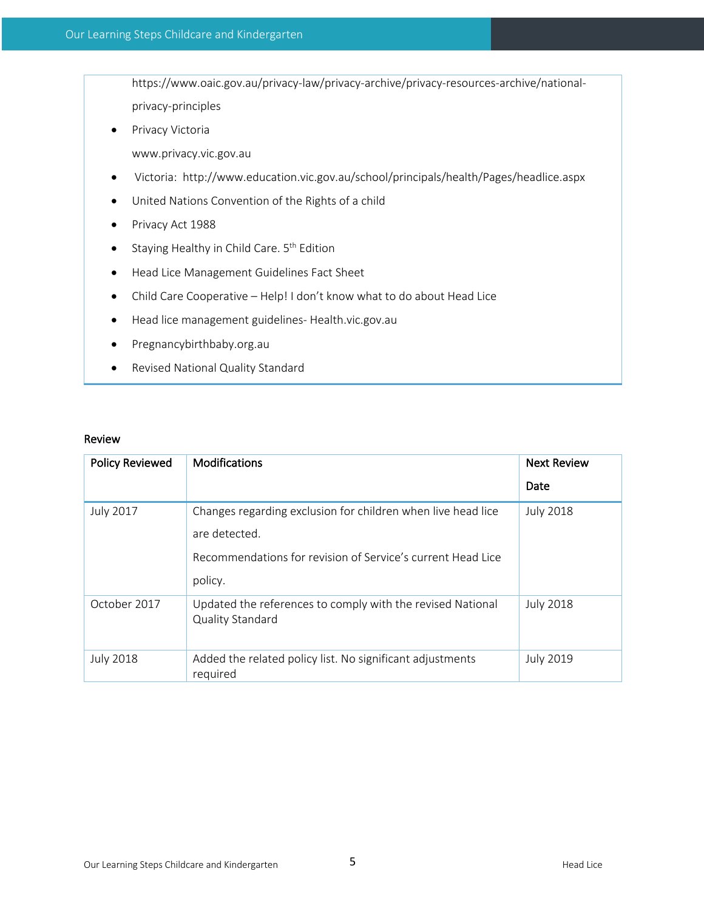https://www.oaic.gov.au/privacy-law/privacy-archive/privacy-resources-archive/national-privacy-principles

- Privacy Victoria
  www.privacy.vic.gov.au
- Victoria: http://www.education.vic.gov.au/school/principals/health/Pages/headlice.aspx
- United Nations Convention of the Rights of a child
- Privacy Act 1988
- Staying Healthy in Child Care. 5th Edition
- Head Lice Management Guidelines Fact Sheet
- Child Care Cooperative – Help! I don't know what to do about Head Lice
- Head lice management guidelines- Health.vic.gov.au
- Pregnancybirthbaby.org.au
- Revised National Quality Standard

**Review**

| Policy Reviewed | Modifications | Next Review Date |
|---|---|---|
| July 2017 | Changes regarding exclusion for children when live head lice are detected. Recommendations for revision of Service's current Head Lice policy. | July 2018 |
| October 2017 | Updated the references to comply with the revised National Quality Standard | July 2018 |
| July 2018 | Added the related policy list. No significant adjustments required | July 2019 |